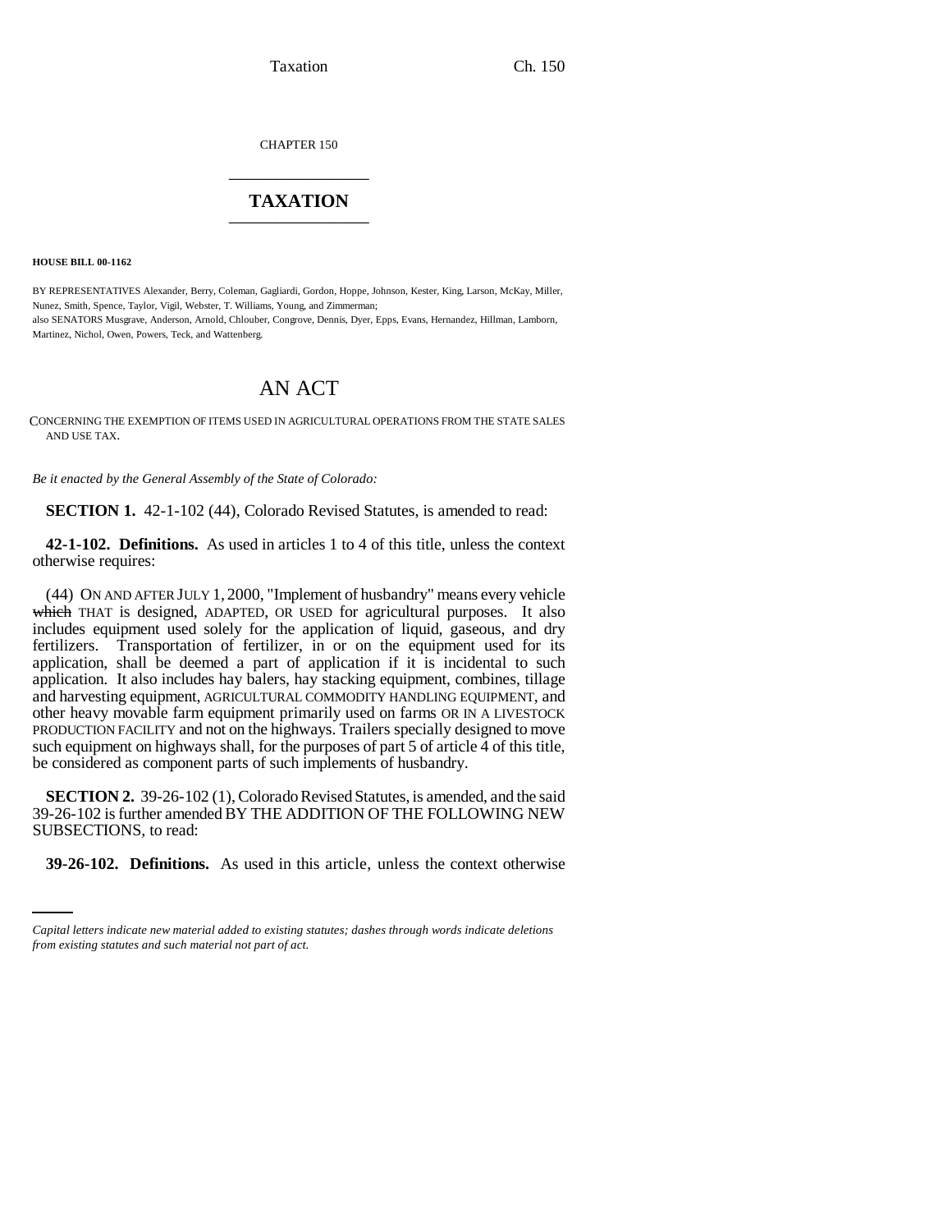CHAPTER 150

# TAXATION

**HOUSE BILL 00-1162**

BY REPRESENTATIVES Alexander, Berry, Coleman, Gagliardi, Gordon, Hoppe, Johnson, Kester, King, Larson, McKay, Miller, Nunez, Smith, Spence, Taylor, Vigil, Webster, T. Williams, Young, and Zimmerman;
also SENATORS Musgrave, Anderson, Arnold, Chlouber, Congrove, Dennis, Dyer, Epps, Evans, Hernandez, Hillman, Lamborn, Martinez, Nichol, Owen, Powers, Teck, and Wattenberg.

## AN ACT

CONCERNING THE EXEMPTION OF ITEMS USED IN AGRICULTURAL OPERATIONS FROM THE STATE SALES AND USE TAX.

*Be it enacted by the General Assembly of the State of Colorado:*

**SECTION 1.** 42-1-102 (44), Colorado Revised Statutes, is amended to read:

**42-1-102. Definitions.** As used in articles 1 to 4 of this title, unless the context otherwise requires:

(44) ON AND AFTER JULY 1, 2000, "Implement of husbandry" means every vehicle ~~which~~ THAT is designed, ADAPTED, OR USED for agricultural purposes. It also includes equipment used solely for the application of liquid, gaseous, and dry fertilizers. Transportation of fertilizer, in or on the equipment used for its application, shall be deemed a part of application if it is incidental to such application. It also includes hay balers, hay stacking equipment, combines, tillage and harvesting equipment, AGRICULTURAL COMMODITY HANDLING EQUIPMENT, and other heavy movable farm equipment primarily used on farms OR IN A LIVESTOCK PRODUCTION FACILITY and not on the highways. Trailers specially designed to move such equipment on highways shall, for the purposes of part 5 of article 4 of this title, be considered as component parts of such implements of husbandry.

**SECTION 2.** 39-26-102 (1), Colorado Revised Statutes, is amended, and the said 39-26-102 is further amended BY THE ADDITION OF THE FOLLOWING NEW SUBSECTIONS, to read:

**39-26-102. Definitions.** As used in this article, unless the context otherwise

*Capital letters indicate new material added to existing statutes; dashes through words indicate deletions from existing statutes and such material not part of act.*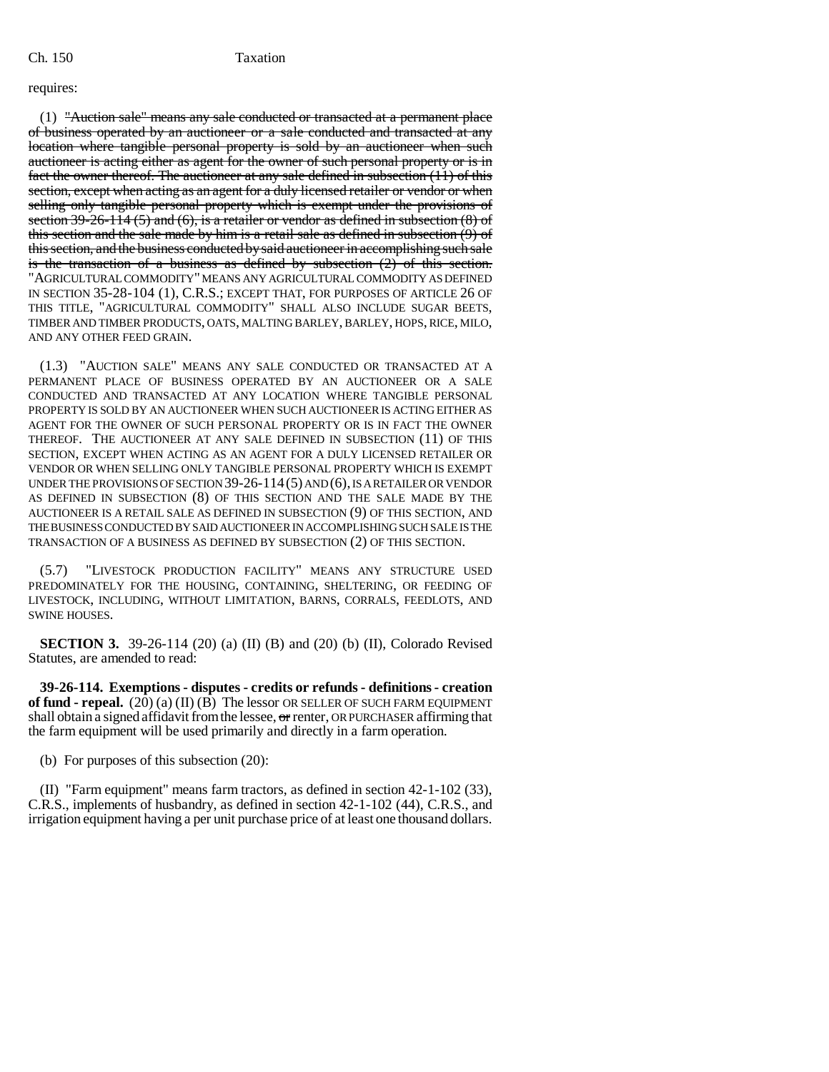requires:

(1) ~~"Auction sale" means any sale conducted or transacted at a permanent place of business operated by an auctioneer or a sale conducted and transacted at any location where tangible personal property is sold by an auctioneer when such auctioneer is acting either as agent for the owner of such personal property or is in fact the owner thereof. The auctioneer at any sale defined in subsection (11) of this section, except when acting as an agent for a duly licensed retailer or vendor or when selling only tangible personal property which is exempt under the provisions of section 39-26-114 (5) and (6), is a retailer or vendor as defined in subsection (8) of this section and the sale made by him is a retail sale as defined in subsection (9) of this section, and the business conducted by said auctioneer in accomplishing such sale is the transaction of a business as defined by subsection (2) of this section.~~ "AGRICULTURAL COMMODITY" MEANS ANY AGRICULTURAL COMMODITY AS DEFINED IN SECTION 35-28-104 (1), C.R.S.; EXCEPT THAT, FOR PURPOSES OF ARTICLE 26 OF THIS TITLE, "AGRICULTURAL COMMODITY" SHALL ALSO INCLUDE SUGAR BEETS, TIMBER AND TIMBER PRODUCTS, OATS, MALTING BARLEY, BARLEY, HOPS, RICE, MILO, AND ANY OTHER FEED GRAIN.

(1.3) "AUCTION SALE" MEANS ANY SALE CONDUCTED OR TRANSACTED AT A PERMANENT PLACE OF BUSINESS OPERATED BY AN AUCTIONEER OR A SALE CONDUCTED AND TRANSACTED AT ANY LOCATION WHERE TANGIBLE PERSONAL PROPERTY IS SOLD BY AN AUCTIONEER WHEN SUCH AUCTIONEER IS ACTING EITHER AS AGENT FOR THE OWNER OF SUCH PERSONAL PROPERTY OR IS IN FACT THE OWNER THEREOF. THE AUCTIONEER AT ANY SALE DEFINED IN SUBSECTION (11) OF THIS SECTION, EXCEPT WHEN ACTING AS AN AGENT FOR A DULY LICENSED RETAILER OR VENDOR OR WHEN SELLING ONLY TANGIBLE PERSONAL PROPERTY WHICH IS EXEMPT UNDER THE PROVISIONS OF SECTION 39-26-114 (5) AND (6), IS A RETAILER OR VENDOR AS DEFINED IN SUBSECTION (8) OF THIS SECTION AND THE SALE MADE BY THE AUCTIONEER IS A RETAIL SALE AS DEFINED IN SUBSECTION (9) OF THIS SECTION, AND THE BUSINESS CONDUCTED BY SAID AUCTIONEER IN ACCOMPLISHING SUCH SALE IS THE TRANSACTION OF A BUSINESS AS DEFINED BY SUBSECTION (2) OF THIS SECTION.

(5.7) "LIVESTOCK PRODUCTION FACILITY" MEANS ANY STRUCTURE USED PREDOMINATELY FOR THE HOUSING, CONTAINING, SHELTERING, OR FEEDING OF LIVESTOCK, INCLUDING, WITHOUT LIMITATION, BARNS, CORRALS, FEEDLOTS, AND SWINE HOUSES.

**SECTION 3.** 39-26-114 (20) (a) (II) (B) and (20) (b) (II), Colorado Revised Statutes, are amended to read:

**39-26-114. Exemptions - disputes - credits or refunds - definitions - creation of fund - repeal.** (20) (a) (II) (B) The lessor OR SELLER OF SUCH FARM EQUIPMENT shall obtain a signed affidavit from the lessee, ~~or~~ renter, OR PURCHASER affirming that the farm equipment will be used primarily and directly in a farm operation.

(b) For purposes of this subsection (20):

(II) "Farm equipment" means farm tractors, as defined in section 42-1-102 (33), C.R.S., implements of husbandry, as defined in section 42-1-102 (44), C.R.S., and irrigation equipment having a per unit purchase price of at least one thousand dollars.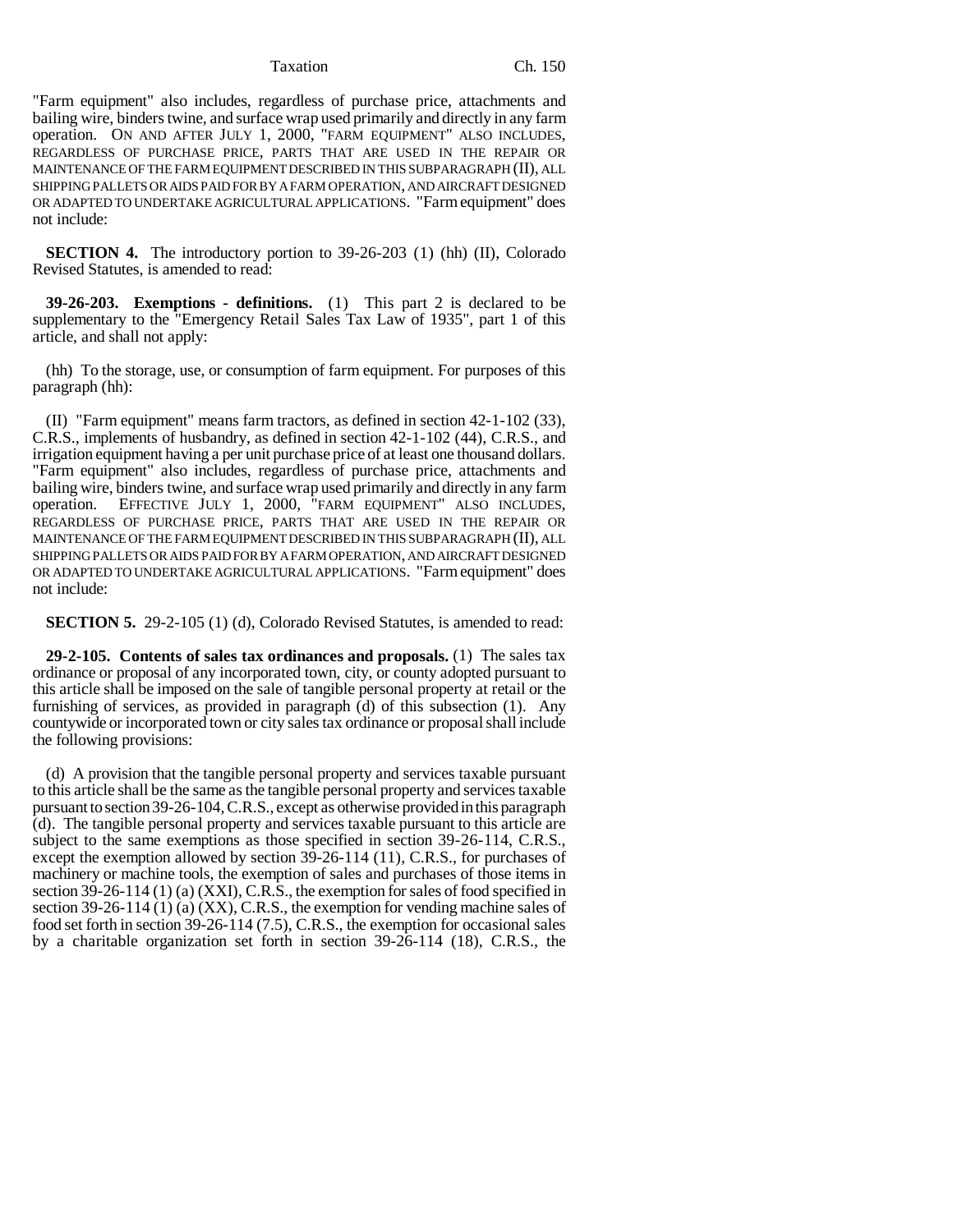"Farm equipment" also includes, regardless of purchase price, attachments and bailing wire, binders twine, and surface wrap used primarily and directly in any farm operation. ON AND AFTER JULY 1, 2000, "FARM EQUIPMENT" ALSO INCLUDES, REGARDLESS OF PURCHASE PRICE, PARTS THAT ARE USED IN THE REPAIR OR MAINTENANCE OF THE FARM EQUIPMENT DESCRIBED IN THIS SUBPARAGRAPH (II), ALL SHIPPING PALLETS OR AIDS PAID FOR BY A FARM OPERATION, AND AIRCRAFT DESIGNED OR ADAPTED TO UNDERTAKE AGRICULTURAL APPLICATIONS. "Farm equipment" does not include:

**SECTION 4.** The introductory portion to 39-26-203 (1) (hh) (II), Colorado Revised Statutes, is amended to read:

**39-26-203. Exemptions - definitions.** (1) This part 2 is declared to be supplementary to the "Emergency Retail Sales Tax Law of 1935", part 1 of this article, and shall not apply:

(hh) To the storage, use, or consumption of farm equipment. For purposes of this paragraph (hh):

(II) "Farm equipment" means farm tractors, as defined in section 42-1-102 (33), C.R.S., implements of husbandry, as defined in section 42-1-102 (44), C.R.S., and irrigation equipment having a per unit purchase price of at least one thousand dollars. "Farm equipment" also includes, regardless of purchase price, attachments and bailing wire, binders twine, and surface wrap used primarily and directly in any farm operation. EFFECTIVE JULY 1, 2000, "FARM EQUIPMENT" ALSO INCLUDES, REGARDLESS OF PURCHASE PRICE, PARTS THAT ARE USED IN THE REPAIR OR MAINTENANCE OF THE FARM EQUIPMENT DESCRIBED IN THIS SUBPARAGRAPH (II), ALL SHIPPING PALLETS OR AIDS PAID FOR BY A FARM OPERATION, AND AIRCRAFT DESIGNED OR ADAPTED TO UNDERTAKE AGRICULTURAL APPLICATIONS. "Farm equipment" does not include:

**SECTION 5.** 29-2-105 (1) (d), Colorado Revised Statutes, is amended to read:

**29-2-105. Contents of sales tax ordinances and proposals.** (1) The sales tax ordinance or proposal of any incorporated town, city, or county adopted pursuant to this article shall be imposed on the sale of tangible personal property at retail or the furnishing of services, as provided in paragraph (d) of this subsection (1). Any countywide or incorporated town or city sales tax ordinance or proposal shall include the following provisions:

(d) A provision that the tangible personal property and services taxable pursuant to this article shall be the same as the tangible personal property and services taxable pursuant to section 39-26-104, C.R.S., except as otherwise provided in this paragraph (d). The tangible personal property and services taxable pursuant to this article are subject to the same exemptions as those specified in section 39-26-114, C.R.S., except the exemption allowed by section 39-26-114 (11), C.R.S., for purchases of machinery or machine tools, the exemption of sales and purchases of those items in section 39-26-114 (1) (a) (XXI), C.R.S., the exemption for sales of food specified in section 39-26-114 (1) (a) (XX), C.R.S., the exemption for vending machine sales of food set forth in section 39-26-114 (7.5), C.R.S., the exemption for occasional sales by a charitable organization set forth in section 39-26-114 (18), C.R.S., the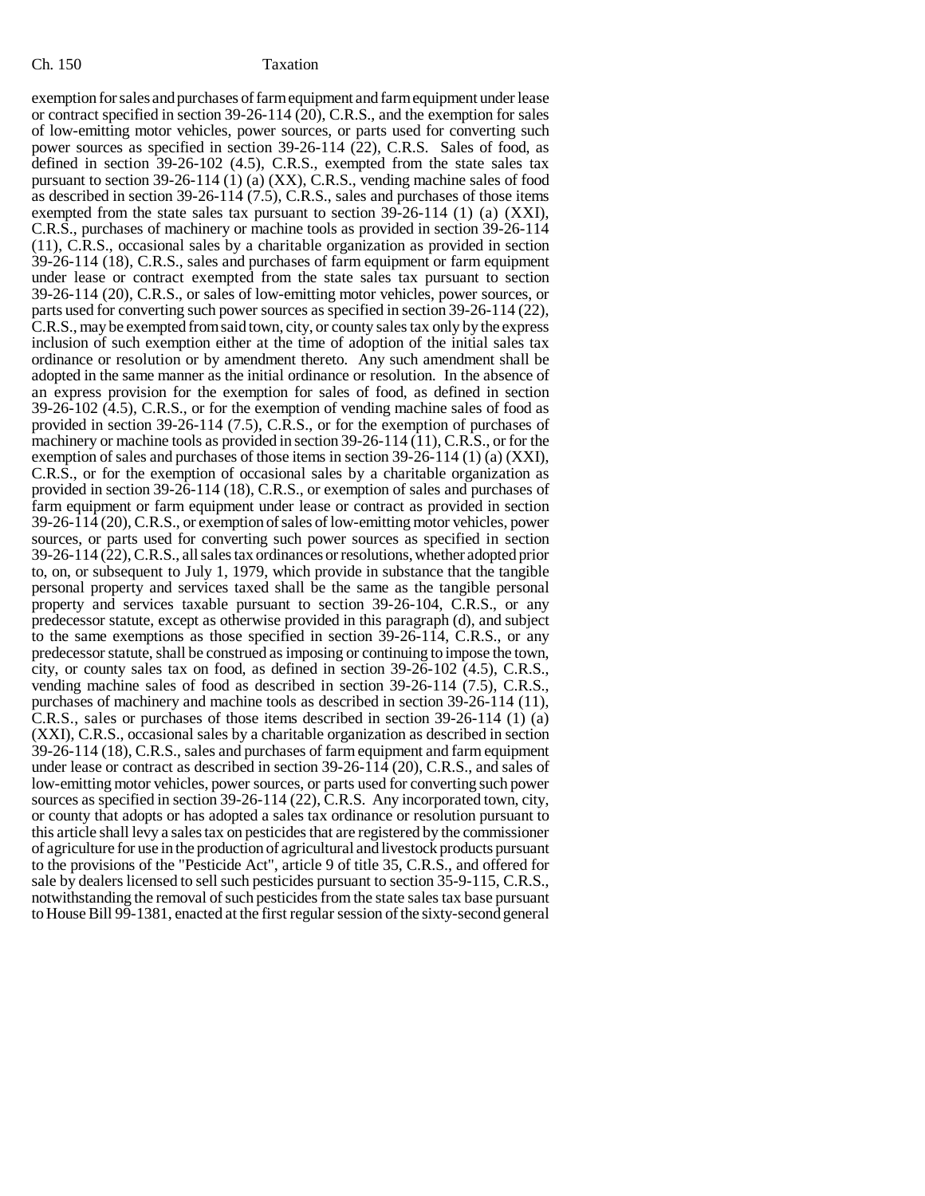exemption for sales and purchases of farm equipment and farm equipment under lease or contract specified in section 39-26-114 (20), C.R.S., and the exemption for sales of low-emitting motor vehicles, power sources, or parts used for converting such power sources as specified in section 39-26-114 (22), C.R.S. Sales of food, as defined in section 39-26-102 (4.5), C.R.S., exempted from the state sales tax pursuant to section 39-26-114 (1) (a) (XX), C.R.S., vending machine sales of food as described in section 39-26-114 (7.5), C.R.S., sales and purchases of those items exempted from the state sales tax pursuant to section 39-26-114 (1) (a) (XXI), C.R.S., purchases of machinery or machine tools as provided in section 39-26-114 (11), C.R.S., occasional sales by a charitable organization as provided in section 39-26-114 (18), C.R.S., sales and purchases of farm equipment or farm equipment under lease or contract exempted from the state sales tax pursuant to section 39-26-114 (20), C.R.S., or sales of low-emitting motor vehicles, power sources, or parts used for converting such power sources as specified in section 39-26-114 (22), C.R.S., may be exempted from said town, city, or county sales tax only by the express inclusion of such exemption either at the time of adoption of the initial sales tax ordinance or resolution or by amendment thereto. Any such amendment shall be adopted in the same manner as the initial ordinance or resolution. In the absence of an express provision for the exemption for sales of food, as defined in section 39-26-102 (4.5), C.R.S., or for the exemption of vending machine sales of food as provided in section 39-26-114 (7.5), C.R.S., or for the exemption of purchases of machinery or machine tools as provided in section 39-26-114 (11), C.R.S., or for the exemption of sales and purchases of those items in section 39-26-114 (1) (a) (XXI), C.R.S., or for the exemption of occasional sales by a charitable organization as provided in section 39-26-114 (18), C.R.S., or exemption of sales and purchases of farm equipment or farm equipment under lease or contract as provided in section 39-26-114 (20), C.R.S., or exemption of sales of low-emitting motor vehicles, power sources, or parts used for converting such power sources as specified in section 39-26-114 (22), C.R.S., all sales tax ordinances or resolutions, whether adopted prior to, on, or subsequent to July 1, 1979, which provide in substance that the tangible personal property and services taxed shall be the same as the tangible personal property and services taxable pursuant to section 39-26-104, C.R.S., or any predecessor statute, except as otherwise provided in this paragraph (d), and subject to the same exemptions as those specified in section 39-26-114, C.R.S., or any predecessor statute, shall be construed as imposing or continuing to impose the town, city, or county sales tax on food, as defined in section 39-26-102 (4.5), C.R.S., vending machine sales of food as described in section 39-26-114 (7.5), C.R.S., purchases of machinery and machine tools as described in section 39-26-114 (11), C.R.S., sales or purchases of those items described in section 39-26-114 (1) (a) (XXI), C.R.S., occasional sales by a charitable organization as described in section 39-26-114 (18), C.R.S., sales and purchases of farm equipment and farm equipment under lease or contract as described in section 39-26-114 (20), C.R.S., and sales of low-emitting motor vehicles, power sources, or parts used for converting such power sources as specified in section 39-26-114 (22), C.R.S. Any incorporated town, city, or county that adopts or has adopted a sales tax ordinance or resolution pursuant to this article shall levy a sales tax on pesticides that are registered by the commissioner of agriculture for use in the production of agricultural and livestock products pursuant to the provisions of the "Pesticide Act", article 9 of title 35, C.R.S., and offered for sale by dealers licensed to sell such pesticides pursuant to section 35-9-115, C.R.S., notwithstanding the removal of such pesticides from the state sales tax base pursuant to House Bill 99-1381, enacted at the first regular session of the sixty-second general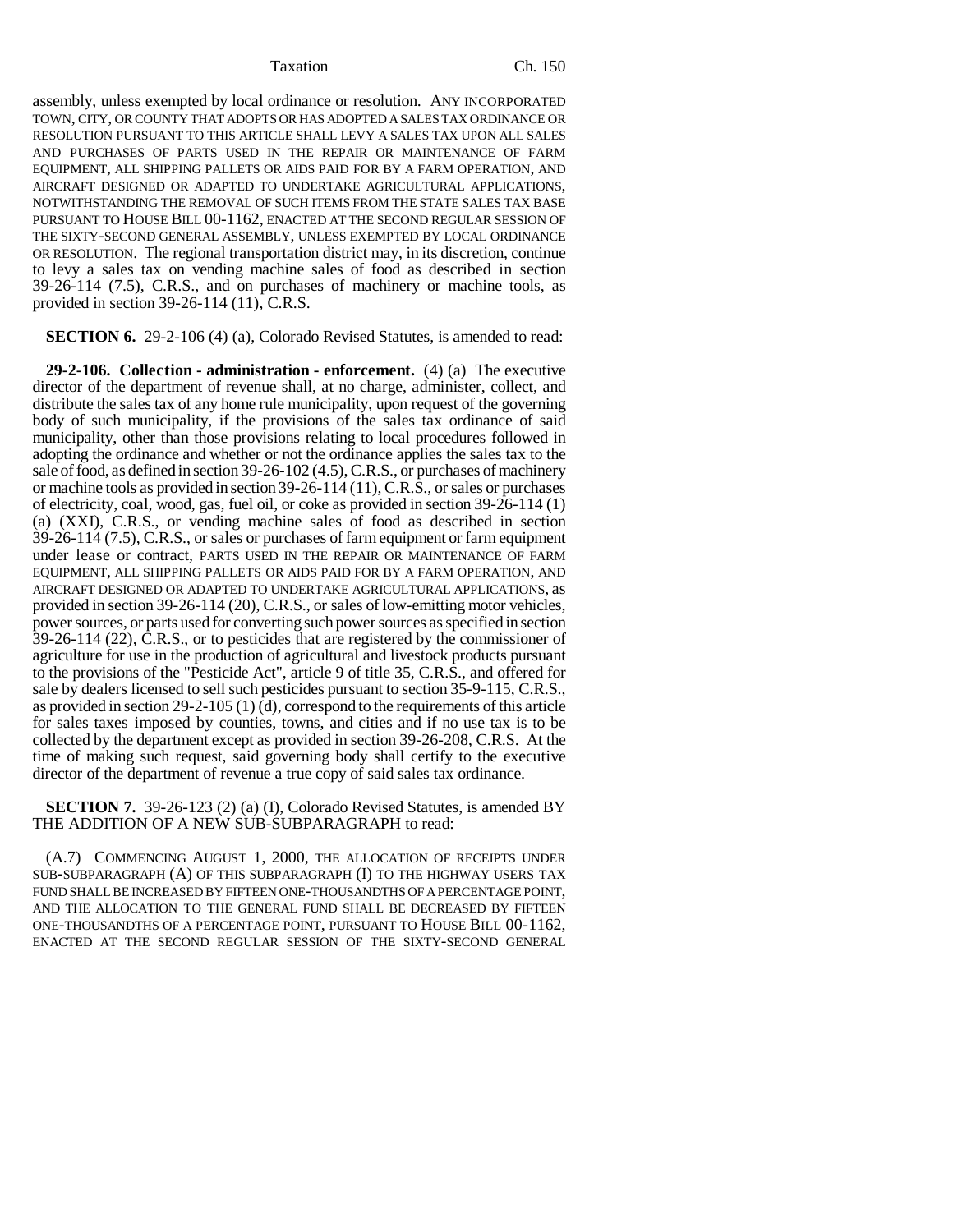assembly, unless exempted by local ordinance or resolution. ANY INCORPORATED TOWN, CITY, OR COUNTY THAT ADOPTS OR HAS ADOPTED A SALES TAX ORDINANCE OR RESOLUTION PURSUANT TO THIS ARTICLE SHALL LEVY A SALES TAX UPON ALL SALES AND PURCHASES OF PARTS USED IN THE REPAIR OR MAINTENANCE OF FARM EQUIPMENT, ALL SHIPPING PALLETS OR AIDS PAID FOR BY A FARM OPERATION, AND AIRCRAFT DESIGNED OR ADAPTED TO UNDERTAKE AGRICULTURAL APPLICATIONS, NOTWITHSTANDING THE REMOVAL OF SUCH ITEMS FROM THE STATE SALES TAX BASE PURSUANT TO HOUSE BILL 00-1162, ENACTED AT THE SECOND REGULAR SESSION OF THE SIXTY-SECOND GENERAL ASSEMBLY, UNLESS EXEMPTED BY LOCAL ORDINANCE OR RESOLUTION. The regional transportation district may, in its discretion, continue to levy a sales tax on vending machine sales of food as described in section 39-26-114 (7.5), C.R.S., and on purchases of machinery or machine tools, as provided in section 39-26-114 (11), C.R.S.

**SECTION 6.** 29-2-106 (4) (a), Colorado Revised Statutes, is amended to read:

**29-2-106. Collection - administration - enforcement.** (4) (a) The executive director of the department of revenue shall, at no charge, administer, collect, and distribute the sales tax of any home rule municipality, upon request of the governing body of such municipality, if the provisions of the sales tax ordinance of said municipality, other than those provisions relating to local procedures followed in adopting the ordinance and whether or not the ordinance applies the sales tax to the sale of food, as defined in section 39-26-102 (4.5), C.R.S., or purchases of machinery or machine tools as provided in section 39-26-114 (11), C.R.S., or sales or purchases of electricity, coal, wood, gas, fuel oil, or coke as provided in section 39-26-114 (1) (a) (XXI), C.R.S., or vending machine sales of food as described in section 39-26-114 (7.5), C.R.S., or sales or purchases of farm equipment or farm equipment under lease or contract, PARTS USED IN THE REPAIR OR MAINTENANCE OF FARM EQUIPMENT, ALL SHIPPING PALLETS OR AIDS PAID FOR BY A FARM OPERATION, AND AIRCRAFT DESIGNED OR ADAPTED TO UNDERTAKE AGRICULTURAL APPLICATIONS, as provided in section 39-26-114 (20), C.R.S., or sales of low-emitting motor vehicles, power sources, or parts used for converting such power sources as specified in section 39-26-114 (22), C.R.S., or to pesticides that are registered by the commissioner of agriculture for use in the production of agricultural and livestock products pursuant to the provisions of the "Pesticide Act", article 9 of title 35, C.R.S., and offered for sale by dealers licensed to sell such pesticides pursuant to section 35-9-115, C.R.S., as provided in section 29-2-105 (1) (d), correspond to the requirements of this article for sales taxes imposed by counties, towns, and cities and if no use tax is to be collected by the department except as provided in section 39-26-208, C.R.S. At the time of making such request, said governing body shall certify to the executive director of the department of revenue a true copy of said sales tax ordinance.

**SECTION 7.** 39-26-123 (2) (a) (I), Colorado Revised Statutes, is amended BY THE ADDITION OF A NEW SUB-SUBPARAGRAPH to read:

(A.7) COMMENCING AUGUST 1, 2000, THE ALLOCATION OF RECEIPTS UNDER SUB-SUBPARAGRAPH (A) OF THIS SUBPARAGRAPH (I) TO THE HIGHWAY USERS TAX FUND SHALL BE INCREASED BY FIFTEEN ONE-THOUSANDTHS OF A PERCENTAGE POINT, AND THE ALLOCATION TO THE GENERAL FUND SHALL BE DECREASED BY FIFTEEN ONE-THOUSANDTHS OF A PERCENTAGE POINT, PURSUANT TO HOUSE BILL 00-1162, ENACTED AT THE SECOND REGULAR SESSION OF THE SIXTY-SECOND GENERAL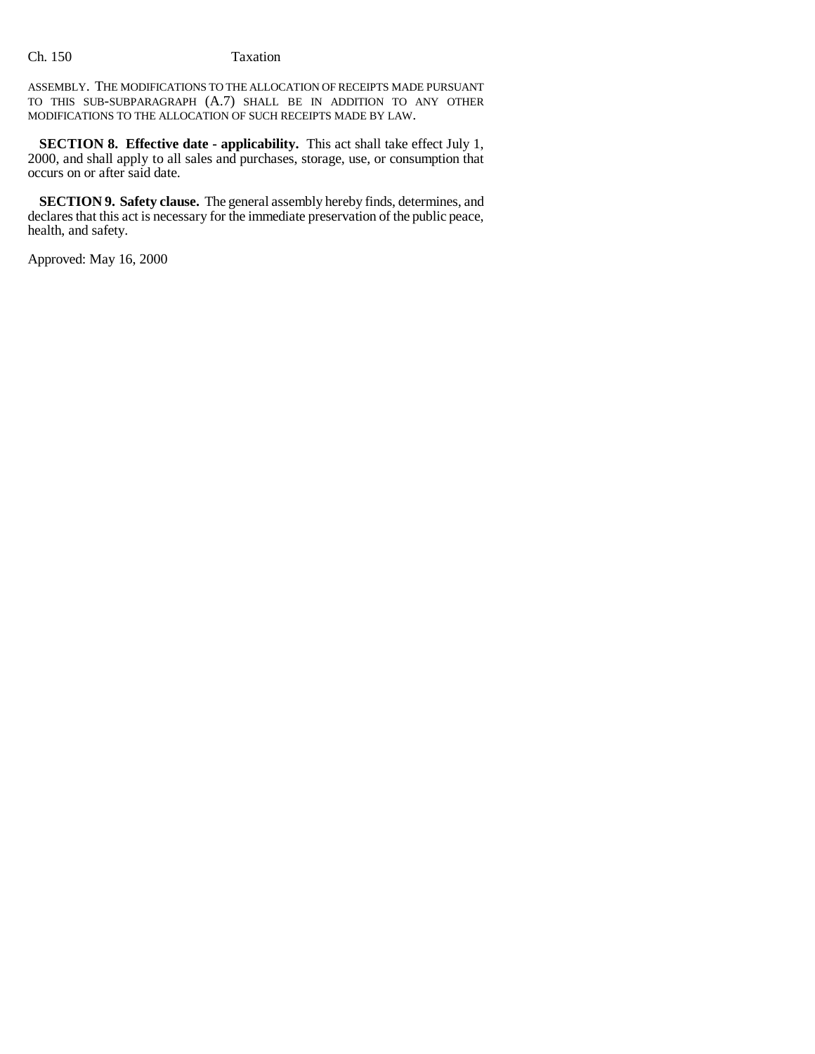ASSEMBLY. THE MODIFICATIONS TO THE ALLOCATION OF RECEIPTS MADE PURSUANT TO THIS SUB-SUBPARAGRAPH (A.7) SHALL BE IN ADDITION TO ANY OTHER MODIFICATIONS TO THE ALLOCATION OF SUCH RECEIPTS MADE BY LAW.

**SECTION 8. Effective date - applicability.** This act shall take effect July 1, 2000, and shall apply to all sales and purchases, storage, use, or consumption that occurs on or after said date.

**SECTION 9. Safety clause.** The general assembly hereby finds, determines, and declares that this act is necessary for the immediate preservation of the public peace, health, and safety.

Approved: May 16, 2000